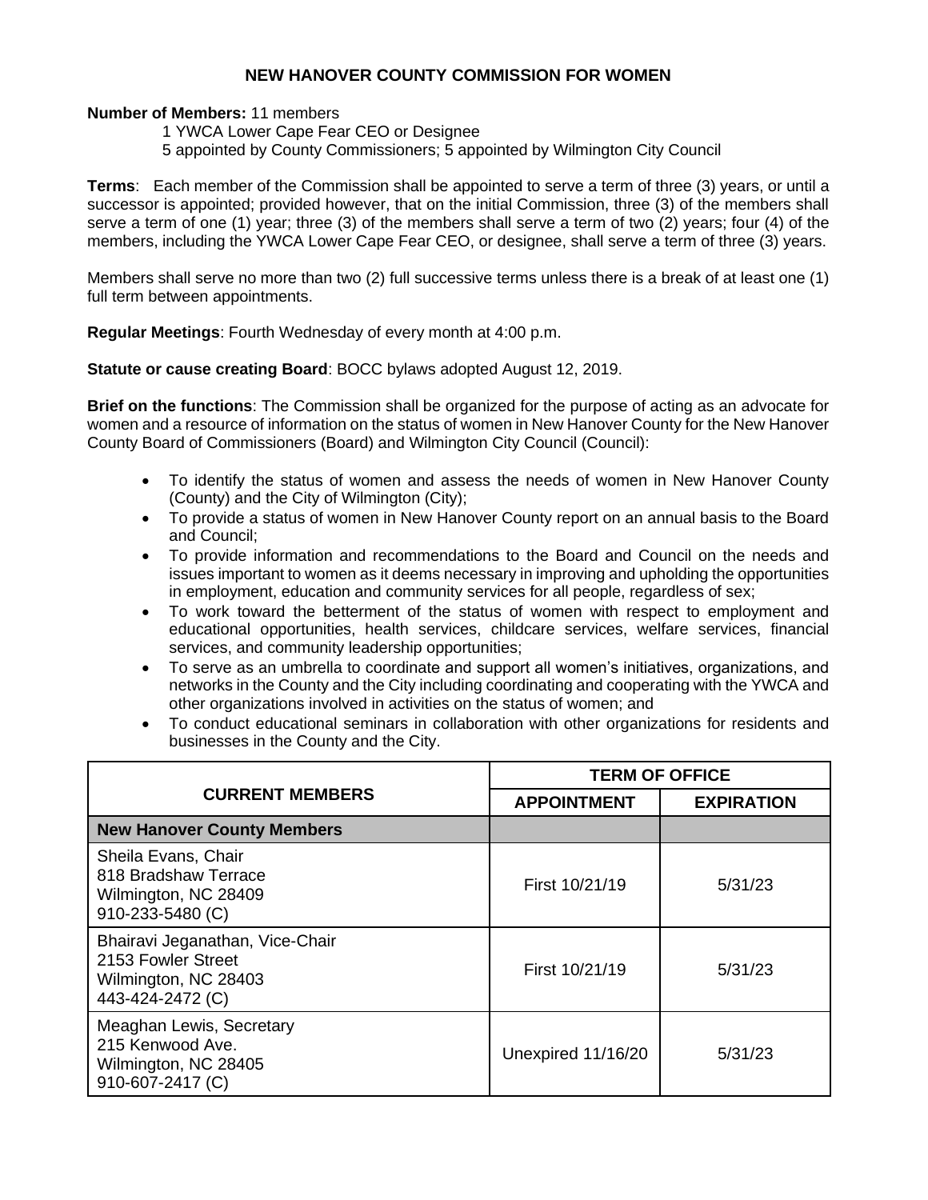# NEW HANOVER COUNTY COMMISSION FOR WOMEN

**Number of Members:** 11 members

1 YWCA Lower Cape Fear CEO or Designee
5 appointed by County Commissioners; 5 appointed by Wilmington City Council

**Terms**: Each member of the Commission shall be appointed to serve a term of three (3) years, or until a successor is appointed; provided however, that on the initial Commission, three (3) of the members shall serve a term of one (1) year; three (3) of the members shall serve a term of two (2) years; four (4) of the members, including the YWCA Lower Cape Fear CEO, or designee, shall serve a term of three (3) years.

Members shall serve no more than two (2) full successive terms unless there is a break of at least one (1) full term between appointments.

**Regular Meetings**: Fourth Wednesday of every month at 4:00 p.m.

**Statute or cause creating Board**: BOCC bylaws adopted August 12, 2019.

**Brief on the functions**: The Commission shall be organized for the purpose of acting as an advocate for women and a resource of information on the status of women in New Hanover County for the New Hanover County Board of Commissioners (Board) and Wilmington City Council (Council):

- To identify the status of women and assess the needs of women in New Hanover County (County) and the City of Wilmington (City);
- To provide a status of women in New Hanover County report on an annual basis to the Board and Council;
- To provide information and recommendations to the Board and Council on the needs and issues important to women as it deems necessary in improving and upholding the opportunities in employment, education and community services for all people, regardless of sex;
- To work toward the betterment of the status of women with respect to employment and educational opportunities, health services, childcare services, welfare services, financial services, and community leadership opportunities;
- To serve as an umbrella to coordinate and support all women's initiatives, organizations, and networks in the County and the City including coordinating and cooperating with the YWCA and other organizations involved in activities on the status of women; and
- To conduct educational seminars in collaboration with other organizations for residents and businesses in the County and the City.

| CURRENT MEMBERS | TERM OF OFFICE | |
|---|---|---|
| | **APPOINTMENT** | **EXPIRATION** |
| **New Hanover County Members** | | |
| Sheila Evans, Chair<br>818 Bradshaw Terrace<br>Wilmington, NC 28409<br>910-233-5480 (C) | First 10/21/19 | 5/31/23 |
| Bhairavi Jeganathan, Vice-Chair<br>2153 Fowler Street<br>Wilmington, NC 28403<br>443-424-2472 (C) | First 10/21/19 | 5/31/23 |
| Meaghan Lewis, Secretary<br>215 Kenwood Ave.<br>Wilmington, NC 28405<br>910-607-2417 (C) | Unexpired 11/16/20 | 5/31/23 |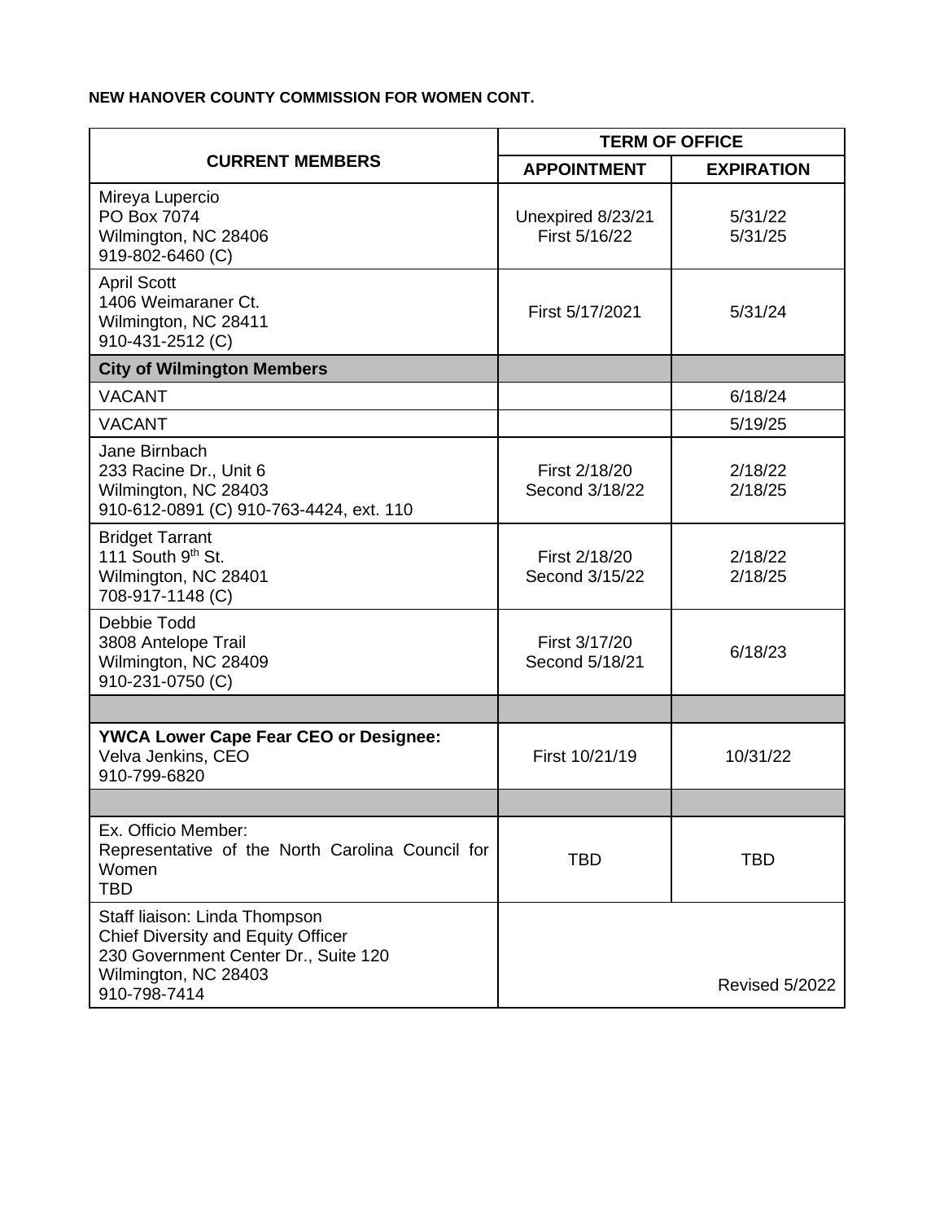**NEW HANOVER COUNTY COMMISSION FOR WOMEN CONT.**

| CURRENT MEMBERS | TERM OF OFFICE | |
|---|---|---|
| | **APPOINTMENT** | **EXPIRATION** |
| Mireya Lupercio<br>PO Box 7074<br>Wilmington, NC 28406<br>919-802-6460 (C) | Unexpired 8/23/21<br>First 5/16/22 | 5/31/22<br>5/31/25 |
| April Scott<br>1406 Weimaraner Ct.<br>Wilmington, NC 28411<br>910-431-2512 (C) | First 5/17/2021 | 5/31/24 |
| **City of Wilmington Members** | | |
| VACANT | | 6/18/24 |
| VACANT | | 5/19/25 |
| Jane Birnbach<br>233 Racine Dr., Unit 6<br>Wilmington, NC 28403<br>910-612-0891 (C) 910-763-4424, ext. 110 | First 2/18/20<br>Second 3/18/22 | 2/18/22<br>2/18/25 |
| Bridget Tarrant<br>111 South 9th St.<br>Wilmington, NC 28401<br>708-917-1148 (C) | First 2/18/20<br>Second 3/15/22 | 2/18/22<br>2/18/25 |
| Debbie Todd<br>3808 Antelope Trail<br>Wilmington, NC 28409<br>910-231-0750 (C) | First 3/17/20<br>Second 5/18/21 | 6/18/23 |
| | | |
| **YWCA Lower Cape Fear CEO or Designee:**<br>Velva Jenkins, CEO<br>910-799-6820 | First 10/21/19 | 10/31/22 |
| | | |
| Ex. Officio Member:<br>Representative of the North Carolina Council for Women<br>TBD | TBD | TBD |
| Staff liaison: Linda Thompson<br>Chief Diversity and Equity Officer<br>230 Government Center Dr., Suite 120<br>Wilmington, NC 28403<br>910-798-7414 | Revised 5/2022 | |